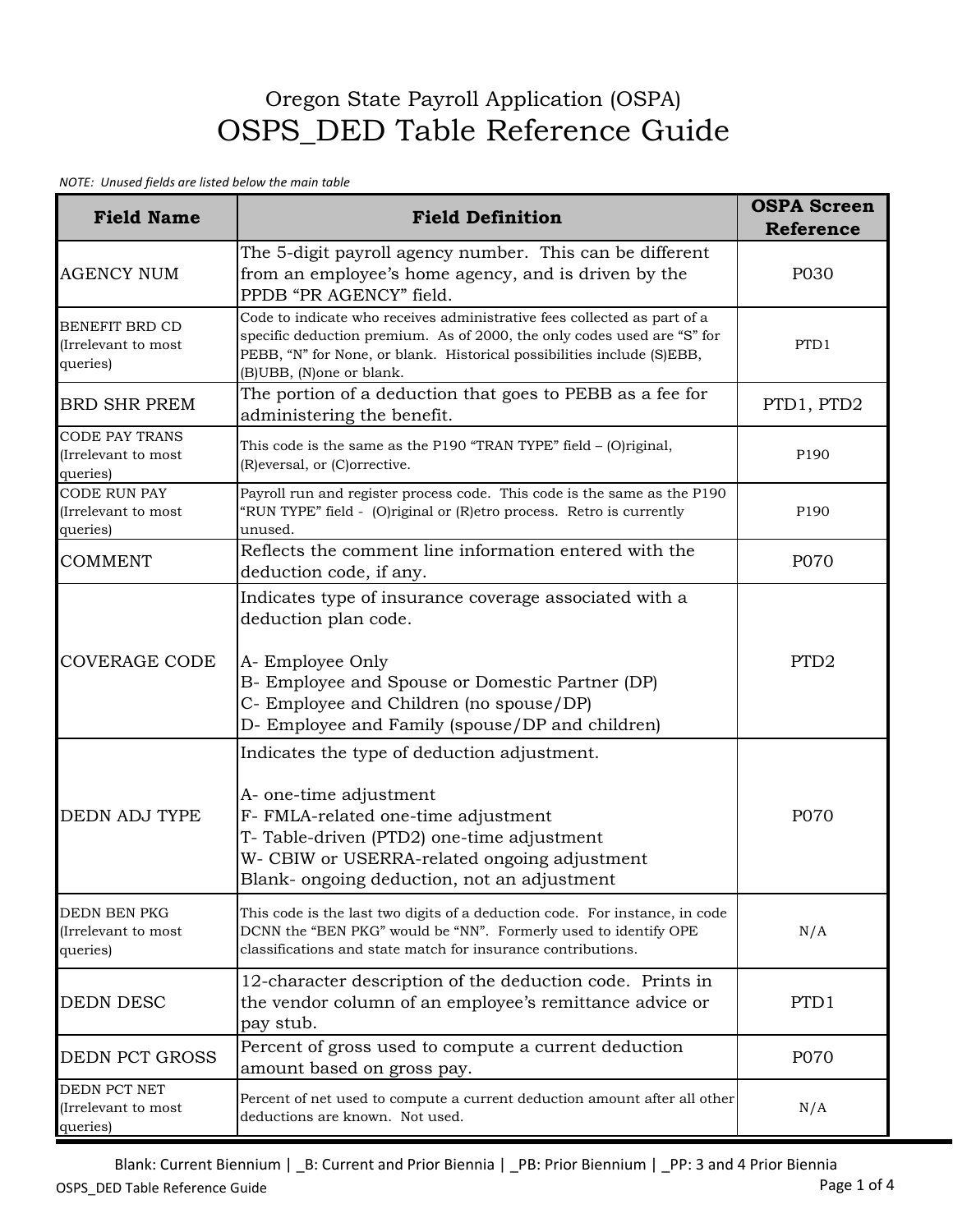Oregon State Payroll Application (OSPA)

# OSPS_DED Table Reference Guide

*NOTE: Unused fields are listed below the main table*

| Field Name | Field Definition | OSPA Screen Reference |
|---|---|---|
| AGENCY NUM | The 5-digit payroll agency number. This can be different from an employee's home agency, and is driven by the PPDB "PR AGENCY" field. | P030 |
| BENEFIT BRD CD (Irrelevant to most queries) | Code to indicate who receives administrative fees collected as part of a specific deduction premium. As of 2000, the only codes used are "S" for PEBB, "N" for None, or blank. Historical possibilities include (S)EBB, (B)UBB, (N)one or blank. | PTD1 |
| BRD SHR PREM | The portion of a deduction that goes to PEBB as a fee for administering the benefit. | PTD1, PTD2 |
| CODE PAY TRANS (Irrelevant to most queries) | This code is the same as the P190 "TRAN TYPE" field – (O)riginal, (R)eversal, or (C)orrective. | P190 |
| CODE RUN PAY (Irrelevant to most queries) | Payroll run and register process code. This code is the same as the P190 "RUN TYPE" field - (O)riginal or (R)etro process. Retro is currently unused. | P190 |
| COMMENT | Reflects the comment line information entered with the deduction code, if any. | P070 |
| COVERAGE CODE | Indicates type of insurance coverage associated with a deduction plan code.<br><br>A- Employee Only<br>B- Employee and Spouse or Domestic Partner (DP)<br>C- Employee and Children (no spouse/DP)<br>D- Employee and Family (spouse/DP and children) | PTD2 |
| DEDN ADJ TYPE | Indicates the type of deduction adjustment.<br><br>A- one-time adjustment<br>F- FMLA-related one-time adjustment<br>T- Table-driven (PTD2) one-time adjustment<br>W- CBIW or USERRA-related ongoing adjustment<br>Blank- ongoing deduction, not an adjustment | P070 |
| DEDN BEN PKG (Irrelevant to most queries) | This code is the last two digits of a deduction code. For instance, in code DCNN the "BEN PKG" would be "NN". Formerly used to identify OPE classifications and state match for insurance contributions. | N/A |
| DEDN DESC | 12-character description of the deduction code. Prints in the vendor column of an employee's remittance advice or pay stub. | PTD1 |
| DEDN PCT GROSS | Percent of gross used to compute a current deduction amount based on gross pay. | P070 |
| DEDN PCT NET (Irrelevant to most queries) | Percent of net used to compute a current deduction amount after all other deductions are known. Not used. | N/A |

Blank: Current Biennium | _B: Current and Prior Biennia | _PB: Prior Biennium | _PP: 3 and 4 Prior Biennia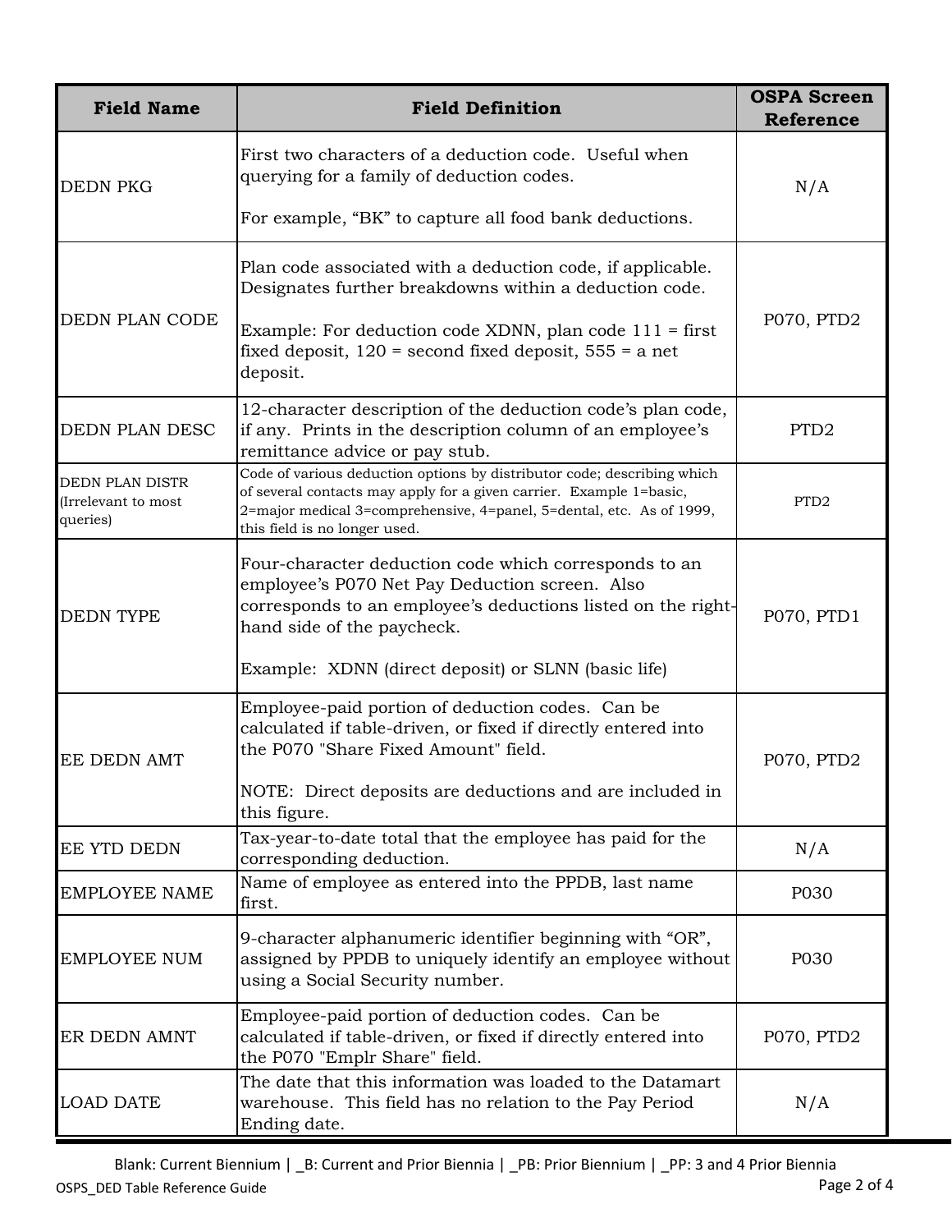| Field Name | Field Definition | OSPA Screen Reference |
|---|---|---|
| DEDN PKG | First two characters of a deduction code. Useful when querying for a family of deduction codes.<br><br>For example, "BK" to capture all food bank deductions. | N/A |
| DEDN PLAN CODE | Plan code associated with a deduction code, if applicable. Designates further breakdowns within a deduction code.<br><br>Example: For deduction code XDNN, plan code 111 = first fixed deposit, 120 = second fixed deposit, 555 = a net deposit. | P070, PTD2 |
| DEDN PLAN DESC | 12-character description of the deduction code's plan code, if any. Prints in the description column of an employee's remittance advice or pay stub. | PTD2 |
| DEDN PLAN DISTR (Irrelevant to most queries) | Code of various deduction options by distributor code; describing which of several contacts may apply for a given carrier. Example 1=basic, 2=major medical 3=comprehensive, 4=panel, 5=dental, etc. As of 1999, this field is no longer used. | PTD2 |
| DEDN TYPE | Four-character deduction code which corresponds to an employee's P070 Net Pay Deduction screen. Also corresponds to an employee's deductions listed on the right-hand side of the paycheck.<br><br>Example: XDNN (direct deposit) or SLNN (basic life) | P070, PTD1 |
| EE DEDN AMT | Employee-paid portion of deduction codes. Can be calculated if table-driven, or fixed if directly entered into the P070 "Share Fixed Amount" field.<br><br>NOTE: Direct deposits are deductions and are included in this figure. | P070, PTD2 |
| EE YTD DEDN | Tax-year-to-date total that the employee has paid for the corresponding deduction. | N/A |
| EMPLOYEE NAME | Name of employee as entered into the PPDB, last name first. | P030 |
| EMPLOYEE NUM | 9-character alphanumeric identifier beginning with "OR", assigned by PPDB to uniquely identify an employee without using a Social Security number. | P030 |
| ER DEDN AMNT | Employee-paid portion of deduction codes. Can be calculated if table-driven, or fixed if directly entered into the P070 "Emplr Share" field. | P070, PTD2 |
| LOAD DATE | The date that this information was loaded to the Datamart warehouse. This field has no relation to the Pay Period Ending date. | N/A |

Blank: Current Biennium | _B: Current and Prior Biennia | _PB: Prior Biennium | _PP: 3 and 4 Prior Biennia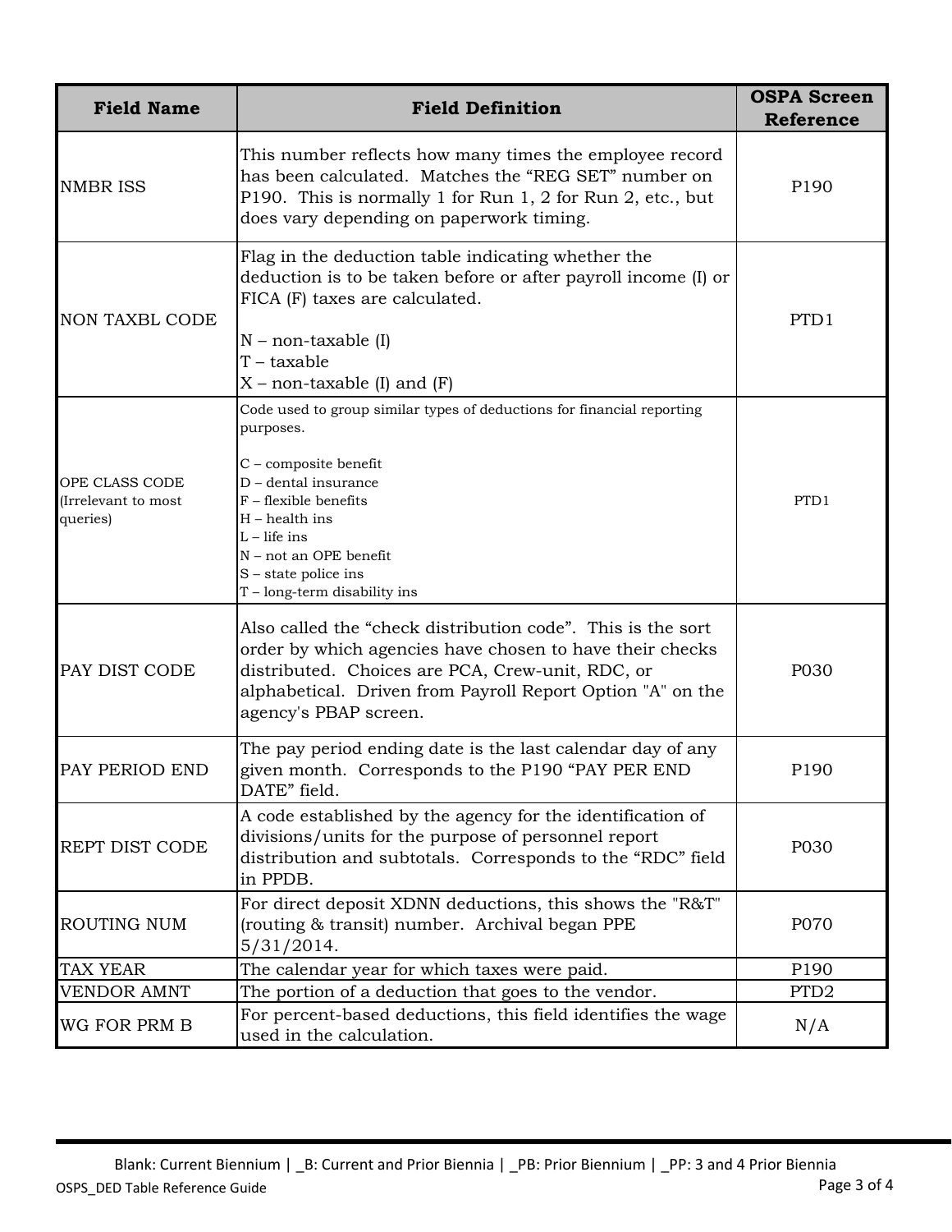| Field Name | Field Definition | OSPA Screen Reference |
| --- | --- | --- |
| NMBR ISS | This number reflects how many times the employee record has been calculated. Matches the "REG SET" number on P190. This is normally 1 for Run 1, 2 for Run 2, etc., but does vary depending on paperwork timing. | P190 |
| NON TAXBL CODE | Flag in the deduction table indicating whether the deduction is to be taken before or after payroll income (I) or FICA (F) taxes are calculated.<br><br>N – non-taxable (I)<br>T – taxable<br>X – non-taxable (I) and (F) | PTD1 |
| OPE CLASS CODE (Irrelevant to most queries) | Code used to group similar types of deductions for financial reporting purposes.<br><br>C – composite benefit<br>D – dental insurance<br>F – flexible benefits<br>H – health ins<br>L – life ins<br>N – not an OPE benefit<br>S – state police ins<br>T – long-term disability ins | PTD1 |
| PAY DIST CODE | Also called the "check distribution code". This is the sort order by which agencies have chosen to have their checks distributed. Choices are PCA, Crew-unit, RDC, or alphabetical. Driven from Payroll Report Option "A" on the agency's PBAP screen. | P030 |
| PAY PERIOD END | The pay period ending date is the last calendar day of any given month. Corresponds to the P190 "PAY PER END DATE" field. | P190 |
| REPT DIST CODE | A code established by the agency for the identification of divisions/units for the purpose of personnel report distribution and subtotals. Corresponds to the "RDC" field in PPDB. | P030 |
| ROUTING NUM | For direct deposit XDNN deductions, this shows the "R&T" (routing & transit) number. Archival began PPE 5/31/2014. | P070 |
| TAX YEAR | The calendar year for which taxes were paid. | P190 |
| VENDOR AMNT | The portion of a deduction that goes to the vendor. | PTD2 |
| WG FOR PRM B | For percent-based deductions, this field identifies the wage used in the calculation. | N/A |

Blank: Current Biennium | _B: Current and Prior Biennia | _PB: Prior Biennium | _PP: 3 and 4 Prior Biennia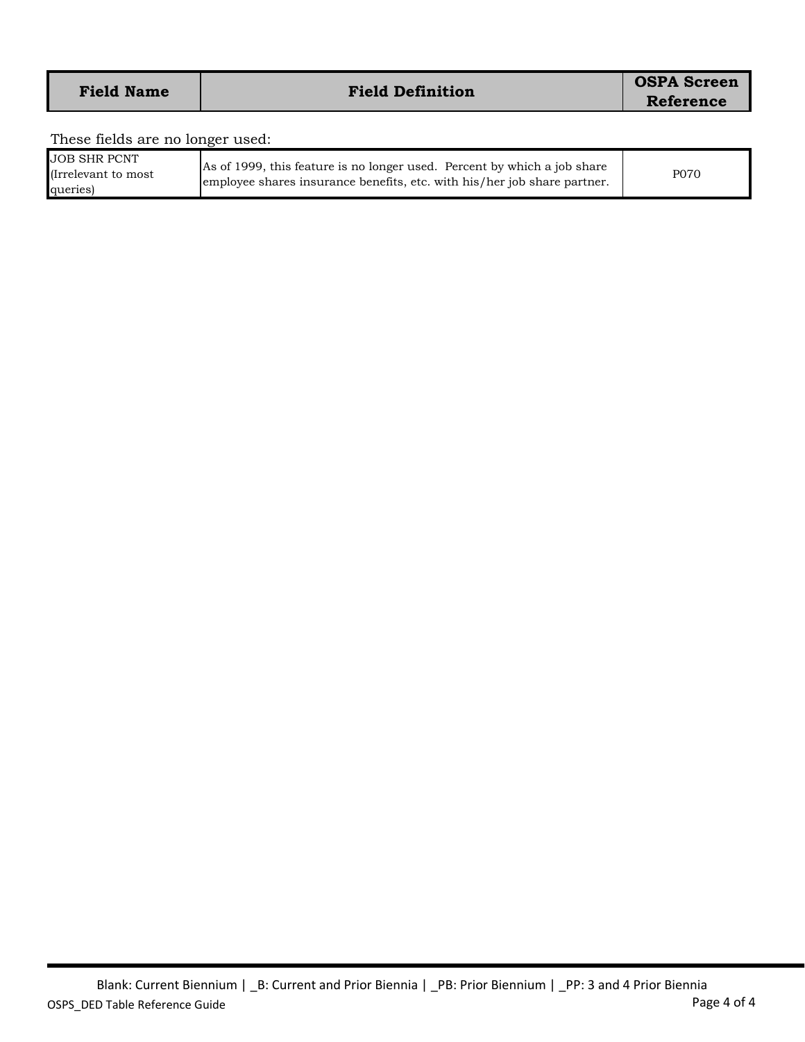| Field Name | Field Definition | OSPA Screen Reference |
|---|---|---|

These fields are no longer used:

| | | |
|---|---|---|
| JOB SHR PCNT (Irrelevant to most queries) | As of 1999, this feature is no longer used. Percent by which a job share employee shares insurance benefits, etc. with his/her job share partner. | P070 |

Blank: Current Biennium | _B: Current and Prior Biennia | _PB: Prior Biennium | _PP: 3 and 4 Prior Biennia